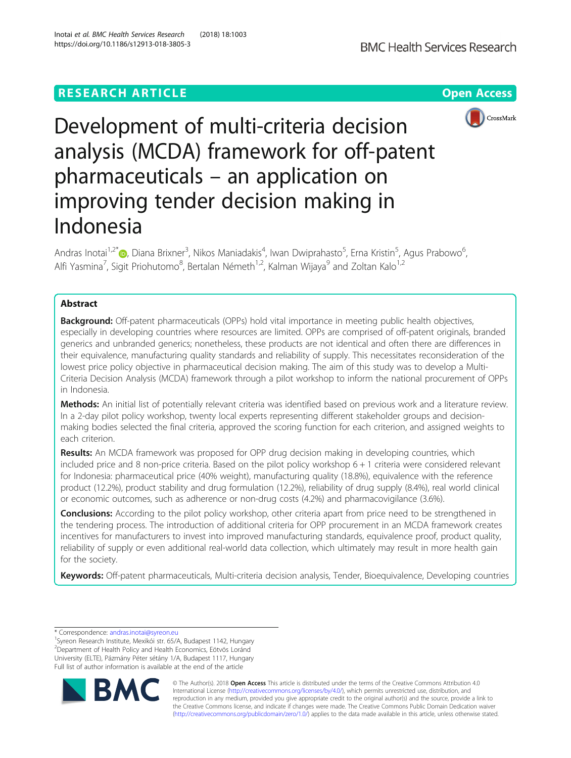RESEARCH ARTICLE

Open Access

# Development of multi-criteria decision analysis (MCDA) framework for off-patent pharmaceuticals – an application on improving tender decision making in Indonesia

Andras Inotai[1,2*], Diana Brixner[3], Nikos Maniadakis[4], Iwan Dwiprahasto[5], Erna Kristin[5], Agus Prabowo[6], Alfi Yasmina[7], Sigit Priohutomo[8], Bertalan Németh[1,2], Kalman Wijaya[9] and Zoltan Kalo[1,2]

## Abstract

**Background:** Off-patent pharmaceuticals (OPPs) hold vital importance in meeting public health objectives, especially in developing countries where resources are limited. OPPs are comprised of off-patent originals, branded generics and unbranded generics; nonetheless, these products are not identical and often there are differences in their equivalence, manufacturing quality standards and reliability of supply. This necessitates reconsideration of the lowest price policy objective in pharmaceutical decision making. The aim of this study was to develop a Multi-Criteria Decision Analysis (MCDA) framework through a pilot workshop to inform the national procurement of OPPs in Indonesia.

**Methods:** An initial list of potentially relevant criteria was identified based on previous work and a literature review. In a 2-day pilot policy workshop, twenty local experts representing different stakeholder groups and decision-making bodies selected the final criteria, approved the scoring function for each criterion, and assigned weights to each criterion.

**Results:** An MCDA framework was proposed for OPP drug decision making in developing countries, which included price and 8 non-price criteria. Based on the pilot policy workshop 6 + 1 criteria were considered relevant for Indonesia: pharmaceutical price (40% weight), manufacturing quality (18.8%), equivalence with the reference product (12.2%), product stability and drug formulation (12.2%), reliability of drug supply (8.4%), real world clinical or economic outcomes, such as adherence or non-drug costs (4.2%) and pharmacovigilance (3.6%).

**Conclusions:** According to the pilot policy workshop, other criteria apart from price need to be strengthened in the tendering process. The introduction of additional criteria for OPP procurement in an MCDA framework creates incentives for manufacturers to invest into improved manufacturing standards, equivalence proof, product quality, reliability of supply or even additional real-world data collection, which ultimately may result in more health gain for the society.

**Keywords:** Off-patent pharmaceuticals, Multi-criteria decision analysis, Tender, Bioequivalence, Developing countries

\* Correspondence: andras.inotai@syreon.eu
[1]Syreon Research Institute, Mexikói str. 65/A, Budapest 1142, Hungary
[2]Department of Health Policy and Health Economics, Eötvös Loránd University (ELTE), Pázmány Péter sétány 1/A, Budapest 1117, Hungary
Full list of author information is available at the end of the article

© The Author(s). 2018 **Open Access** This article is distributed under the terms of the Creative Commons Attribution 4.0 International License (http://creativecommons.org/licenses/by/4.0/), which permits unrestricted use, distribution, and reproduction in any medium, provided you give appropriate credit to the original author(s) and the source, provide a link to the Creative Commons license, and indicate if changes were made. The Creative Commons Public Domain Dedication waiver (http://creativecommons.org/publicdomain/zero/1.0/) applies to the data made available in this article, unless otherwise stated.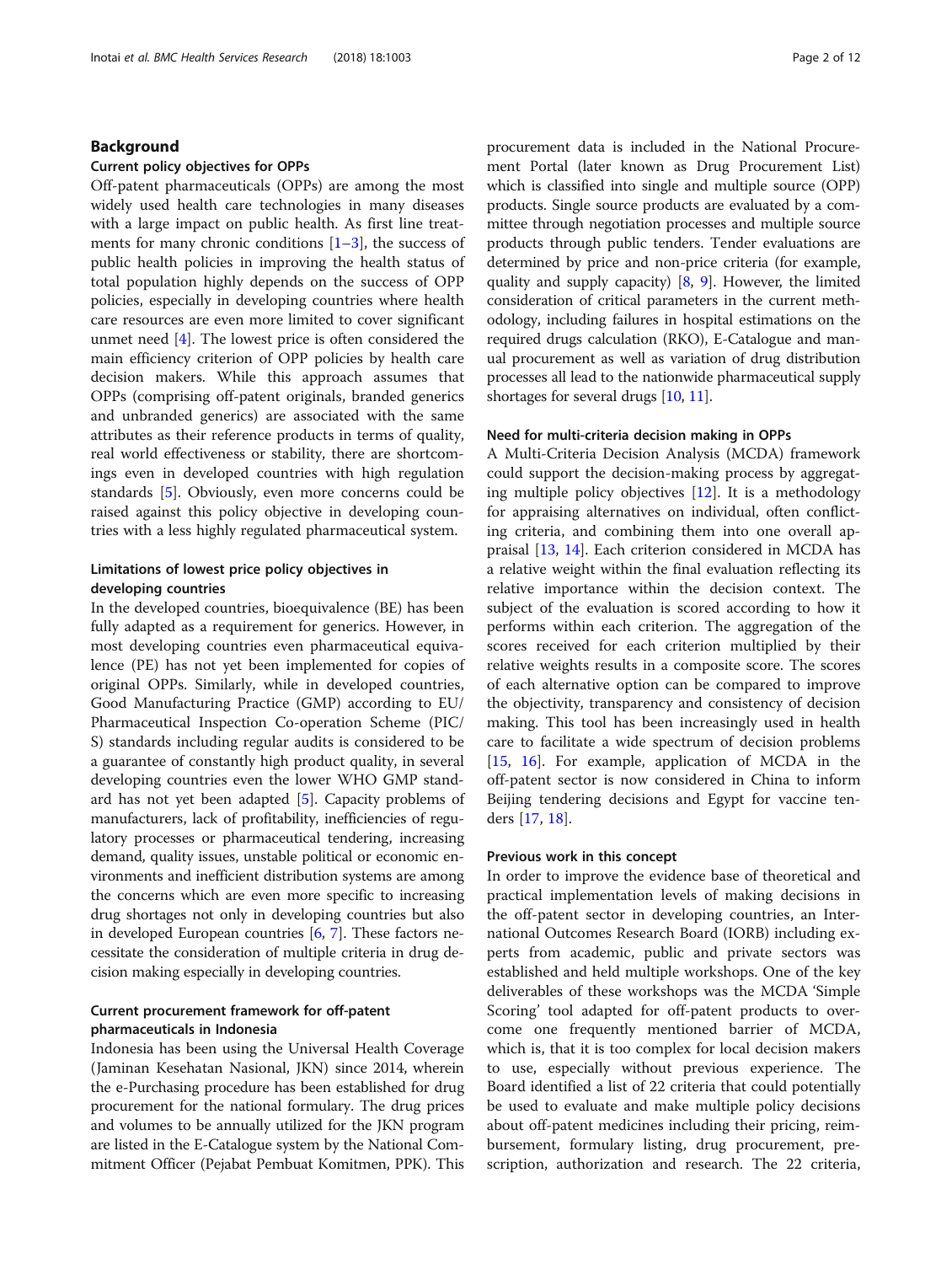## Background

### Current policy objectives for OPPs

Off-patent pharmaceuticals (OPPs) are among the most widely used health care technologies in many diseases with a large impact on public health. As first line treatments for many chronic conditions [1–3], the success of public health policies in improving the health status of total population highly depends on the success of OPP policies, especially in developing countries where health care resources are even more limited to cover significant unmet need [4]. The lowest price is often considered the main efficiency criterion of OPP policies by health care decision makers. While this approach assumes that OPPs (comprising off-patent originals, branded generics and unbranded generics) are associated with the same attributes as their reference products in terms of quality, real world effectiveness or stability, there are shortcomings even in developed countries with high regulation standards [5]. Obviously, even more concerns could be raised against this policy objective in developing countries with a less highly regulated pharmaceutical system.

### Limitations of lowest price policy objectives in developing countries

In the developed countries, bioequivalence (BE) has been fully adapted as a requirement for generics. However, in most developing countries even pharmaceutical equivalence (PE) has not yet been implemented for copies of original OPPs. Similarly, while in developed countries, Good Manufacturing Practice (GMP) according to EU/Pharmaceutical Inspection Co-operation Scheme (PIC/S) standards including regular audits is considered to be a guarantee of constantly high product quality, in several developing countries even the lower WHO GMP standard has not yet been adapted [5]. Capacity problems of manufacturers, lack of profitability, inefficiencies of regulatory processes or pharmaceutical tendering, increasing demand, quality issues, unstable political or economic environments and inefficient distribution systems are among the concerns which are even more specific to increasing drug shortages not only in developing countries but also in developed European countries [6, 7]. These factors necessitate the consideration of multiple criteria in drug decision making especially in developing countries.

### Current procurement framework for off-patent pharmaceuticals in Indonesia

Indonesia has been using the Universal Health Coverage (Jaminan Kesehatan Nasional, JKN) since 2014, wherein the e-Purchasing procedure has been established for drug procurement for the national formulary. The drug prices and volumes to be annually utilized for the JKN program are listed in the E-Catalogue system by the National Commitment Officer (Pejabat Pembuat Komitmen, PPK). This procurement data is included in the National Procurement Portal (later known as Drug Procurement List) which is classified into single and multiple source (OPP) products. Single source products are evaluated by a committee through negotiation processes and multiple source products through public tenders. Tender evaluations are determined by price and non-price criteria (for example, quality and supply capacity) [8, 9]. However, the limited consideration of critical parameters in the current methodology, including failures in hospital estimations on the required drugs calculation (RKO), E-Catalogue and manual procurement as well as variation of drug distribution processes all lead to the nationwide pharmaceutical supply shortages for several drugs [10, 11].

### Need for multi-criteria decision making in OPPs

A Multi-Criteria Decision Analysis (MCDA) framework could support the decision-making process by aggregating multiple policy objectives [12]. It is a methodology for appraising alternatives on individual, often conflicting criteria, and combining them into one overall appraisal [13, 14]. Each criterion considered in MCDA has a relative weight within the final evaluation reflecting its relative importance within the decision context. The subject of the evaluation is scored according to how it performs within each criterion. The aggregation of the scores received for each criterion multiplied by their relative weights results in a composite score. The scores of each alternative option can be compared to improve the objectivity, transparency and consistency of decision making. This tool has been increasingly used in health care to facilitate a wide spectrum of decision problems [15, 16]. For example, application of MCDA in the off-patent sector is now considered in China to inform Beijing tendering decisions and Egypt for vaccine tenders [17, 18].

### Previous work in this concept

In order to improve the evidence base of theoretical and practical implementation levels of making decisions in the off-patent sector in developing countries, an International Outcomes Research Board (IORB) including experts from academic, public and private sectors was established and held multiple workshops. One of the key deliverables of these workshops was the MCDA 'Simple Scoring' tool adapted for off-patent products to overcome one frequently mentioned barrier of MCDA, which is, that it is too complex for local decision makers to use, especially without previous experience. The Board identified a list of 22 criteria that could potentially be used to evaluate and make multiple policy decisions about off-patent medicines including their pricing, reimbursement, formulary listing, drug procurement, prescription, authorization and research. The 22 criteria,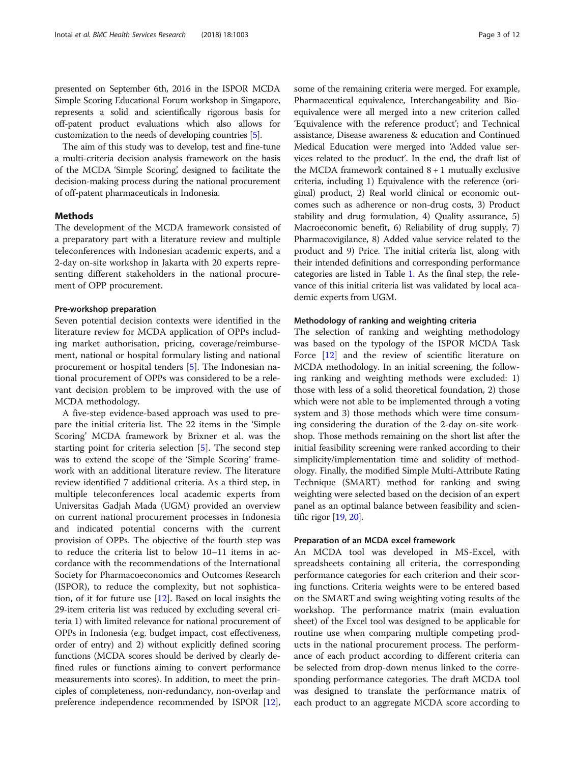presented on September 6th, 2016 in the ISPOR MCDA Simple Scoring Educational Forum workshop in Singapore, represents a solid and scientifically rigorous basis for off-patent product evaluations which also allows for customization to the needs of developing countries [5].

The aim of this study was to develop, test and fine-tune a multi-criteria decision analysis framework on the basis of the MCDA 'Simple Scoring', designed to facilitate the decision-making process during the national procurement of off-patent pharmaceuticals in Indonesia.

## Methods

The development of the MCDA framework consisted of a preparatory part with a literature review and multiple teleconferences with Indonesian academic experts, and a 2-day on-site workshop in Jakarta with 20 experts representing different stakeholders in the national procurement of OPP procurement.

### Pre-workshop preparation

Seven potential decision contexts were identified in the literature review for MCDA application of OPPs including market authorisation, pricing, coverage/reimbursement, national or hospital formulary listing and national procurement or hospital tenders [5]. The Indonesian national procurement of OPPs was considered to be a relevant decision problem to be improved with the use of MCDA methodology.

A five-step evidence-based approach was used to prepare the initial criteria list. The 22 items in the 'Simple Scoring' MCDA framework by Brixner et al. was the starting point for criteria selection [5]. The second step was to extend the scope of the 'Simple Scoring' framework with an additional literature review. The literature review identified 7 additional criteria. As a third step, in multiple teleconferences local academic experts from Universitas Gadjah Mada (UGM) provided an overview on current national procurement processes in Indonesia and indicated potential concerns with the current provision of OPPs. The objective of the fourth step was to reduce the criteria list to below 10–11 items in accordance with the recommendations of the International Society for Pharmacoeconomics and Outcomes Research (ISPOR), to reduce the complexity, but not sophistication, of it for future use [12]. Based on local insights the 29-item criteria list was reduced by excluding several criteria 1) with limited relevance for national procurement of OPPs in Indonesia (e.g. budget impact, cost effectiveness, order of entry) and 2) without explicitly defined scoring functions (MCDA scores should be derived by clearly defined rules or functions aiming to convert performance measurements into scores). In addition, to meet the principles of completeness, non-redundancy, non-overlap and preference independence recommended by ISPOR [12], some of the remaining criteria were merged. For example, Pharmaceutical equivalence, Interchangeability and Bioequivalence were all merged into a new criterion called 'Equivalence with the reference product'; and Technical assistance, Disease awareness & education and Continued Medical Education were merged into 'Added value services related to the product'. In the end, the draft list of the MCDA framework contained 8 + 1 mutually exclusive criteria, including 1) Equivalence with the reference (original) product, 2) Real world clinical or economic outcomes such as adherence or non-drug costs, 3) Product stability and drug formulation, 4) Quality assurance, 5) Macroeconomic benefit, 6) Reliability of drug supply, 7) Pharmacovigilance, 8) Added value service related to the product and 9) Price. The initial criteria list, along with their intended definitions and corresponding performance categories are listed in Table 1. As the final step, the relevance of this initial criteria list was validated by local academic experts from UGM.

### Methodology of ranking and weighting criteria

The selection of ranking and weighting methodology was based on the typology of the ISPOR MCDA Task Force [12] and the review of scientific literature on MCDA methodology. In an initial screening, the following ranking and weighting methods were excluded: 1) those with less of a solid theoretical foundation, 2) those which were not able to be implemented through a voting system and 3) those methods which were time consuming considering the duration of the 2-day on-site workshop. Those methods remaining on the short list after the initial feasibility screening were ranked according to their simplicity/implementation time and solidity of methodology. Finally, the modified Simple Multi-Attribute Rating Technique (SMART) method for ranking and swing weighting were selected based on the decision of an expert panel as an optimal balance between feasibility and scientific rigor [19, 20].

### Preparation of an MCDA excel framework

An MCDA tool was developed in MS-Excel, with spreadsheets containing all criteria, the corresponding performance categories for each criterion and their scoring functions. Criteria weights were to be entered based on the SMART and swing weighting voting results of the workshop. The performance matrix (main evaluation sheet) of the Excel tool was designed to be applicable for routine use when comparing multiple competing products in the national procurement process. The performance of each product according to different criteria can be selected from drop-down menus linked to the corresponding performance categories. The draft MCDA tool was designed to translate the performance matrix of each product to an aggregate MCDA score according to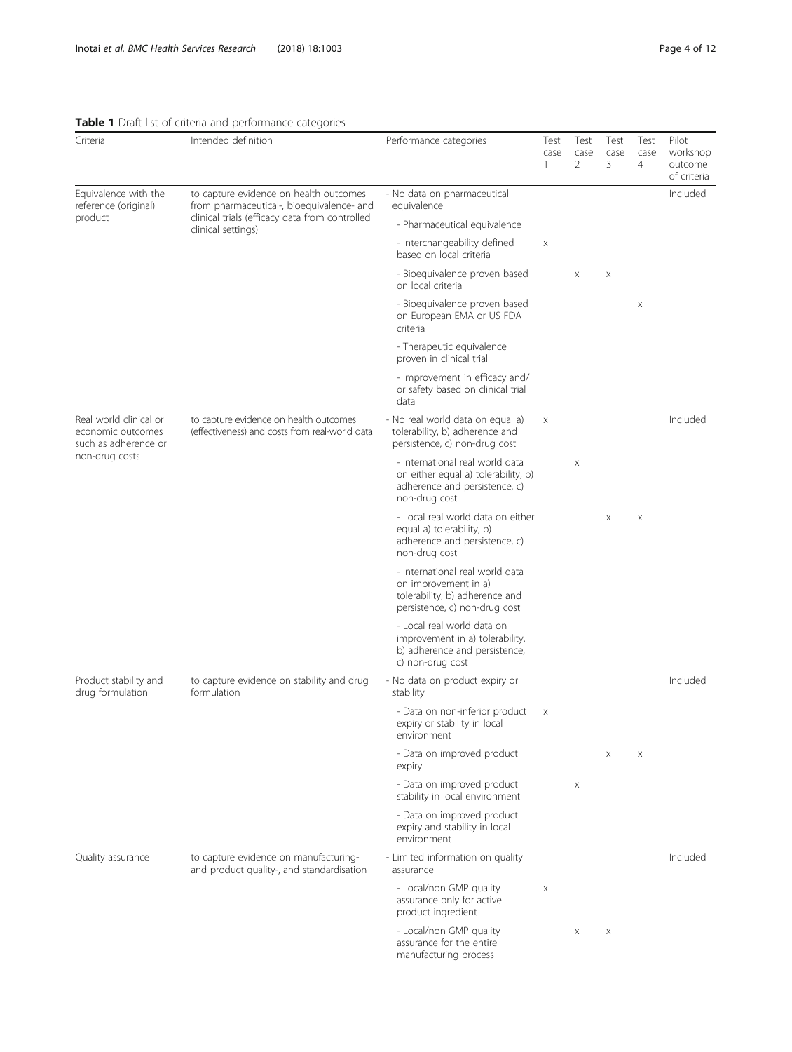**Table 1** Draft list of criteria and performance categories

| Criteria | Intended definition | Performance categories | Test case 1 | Test case 2 | Test case 3 | Test case 4 | Pilot workshop outcome of criteria |
|---|---|---|---|---|---|---|---|
| Equivalence with the reference (original) product | to capture evidence on health outcomes from pharmaceutical-, bioequivalence- and clinical trials (efficacy data from controlled clinical settings) | - No data on pharmaceutical equivalence | | | | | Included |
| | | - Pharmaceutical equivalence | | | | | |
| | | - Interchangeability defined based on local criteria | x | | | | |
| | | - Bioequivalence proven based on local criteria | | x | x | | |
| | | - Bioequivalence proven based on European EMA or US FDA criteria | | | | x | |
| | | - Therapeutic equivalence proven in clinical trial | | | | | |
| | | - Improvement in efficacy and/ or safety based on clinical trial data | | | | | |
| Real world clinical or economic outcomes such as adherence or non-drug costs | to capture evidence on health outcomes (effectiveness) and costs from real-world data | - No real world data on equal a) tolerability, b) adherence and persistence, c) non-drug cost | x | | | | Included |
| | | - International real world data on either equal a) tolerability, b) adherence and persistence, c) non-drug cost | | x | | | |
| | | - Local real world data on either equal a) tolerability, b) adherence and persistence, c) non-drug cost | | | x | x | |
| | | - International real world data on improvement in a) tolerability, b) adherence and persistence, c) non-drug cost | | | | | |
| | | - Local real world data on improvement in a) tolerability, b) adherence and persistence, c) non-drug cost | | | | | |
| Product stability and drug formulation | to capture evidence on stability and drug formulation | - No data on product expiry or stability | | | | | Included |
| | | - Data on non-inferior product expiry or stability in local environment | x | | | | |
| | | - Data on improved product expiry | | | x | x | |
| | | - Data on improved product stability in local environment | | x | | | |
| | | - Data on improved product expiry and stability in local environment | | | | | |
| Quality assurance | to capture evidence on manufacturing- and product quality-, and standardisation | - Limited information on quality assurance | | | | | Included |
| | | - Local/non GMP quality assurance only for active product ingredient | x | | | | |
| | | - Local/non GMP quality assurance for the entire manufacturing process | | x | x | | |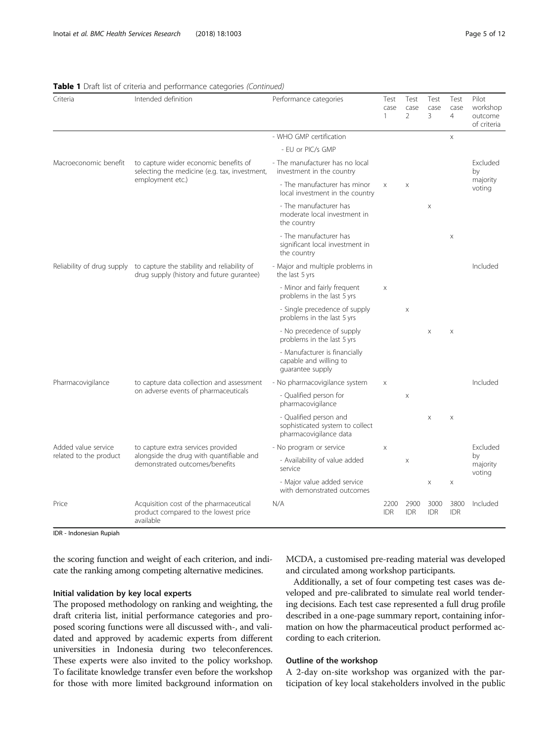**Table 1** Draft list of criteria and performance categories *(Continued)*

| Criteria | Intended definition | Performance categories | Test case 1 | Test case 2 | Test case 3 | Test case 4 | Pilot workshop outcome of criteria |
|---|---|---|---|---|---|---|---|
| | | - WHO GMP certification | | | | x | |
| | | - EU or PIC/s GMP | | | | | |
| Macroeconomic benefit | to capture wider economic benefits of selecting the medicine (e.g. tax, investment, employment etc.) | - The manufacturer has no local investment in the country | | | | | Excluded by majority voting |
| | | - The manufacturer has minor local investment in the country | x | x | | | |
| | | - The manufacturer has moderate local investment in the country | | | x | | |
| | | - The manufacturer has significant local investment in the country | | | | x | |
| Reliability of drug supply | to capture the stability and reliability of drug supply (history and future gurantee) | - Major and multiple problems in the last 5 yrs | | | | | Included |
| | | - Minor and fairly frequent problems in the last 5 yrs | x | | | | |
| | | - Single precedence of supply problems in the last 5 yrs | | x | | | |
| | | - No precedence of supply problems in the last 5 yrs | | | x | x | |
| | | - Manufacturer is financially capable and willing to guarantee supply | | | | | |
| Pharmacovigilance | to capture data collection and assessment on adverse events of pharmaceuticals | - No pharmacovigilance system | x | | | | Included |
| | | - Qualified person for pharmacovigilance | | x | | | |
| | | - Qualified person and sophisticated system to collect pharmacovigilance data | | | x | x | |
| Added value service related to the product | to capture extra services provided alongside the drug with quantifiable and demonstrated outcomes/benefits | - No program or service | x | | | | Excluded by majority voting |
| | | - Availability of value added service | | x | | | |
| | | - Major value added service with demonstrated outcomes | | | x | x | |
| Price | Acquisition cost of the pharmaceutical product compared to the lowest price available | N/A | 2200 IDR | 2900 IDR | 3000 IDR | 3800 IDR | Included |

IDR - Indonesian Rupiah

the scoring function and weight of each criterion, and indicate the ranking among competing alternative medicines.

### Initial validation by key local experts

The proposed methodology on ranking and weighting, the draft criteria list, initial performance categories and proposed scoring functions were all discussed with-, and validated and approved by academic experts from different universities in Indonesia during two teleconferences. These experts were also invited to the policy workshop. To facilitate knowledge transfer even before the workshop for those with more limited background information on MCDA, a customised pre-reading material was developed and circulated among workshop participants.

Additionally, a set of four competing test cases was developed and pre-calibrated to simulate real world tendering decisions. Each test case represented a full drug profile described in a one-page summary report, containing information on how the pharmaceutical product performed according to each criterion.

### Outline of the workshop

A 2-day on-site workshop was organized with the participation of key local stakeholders involved in the public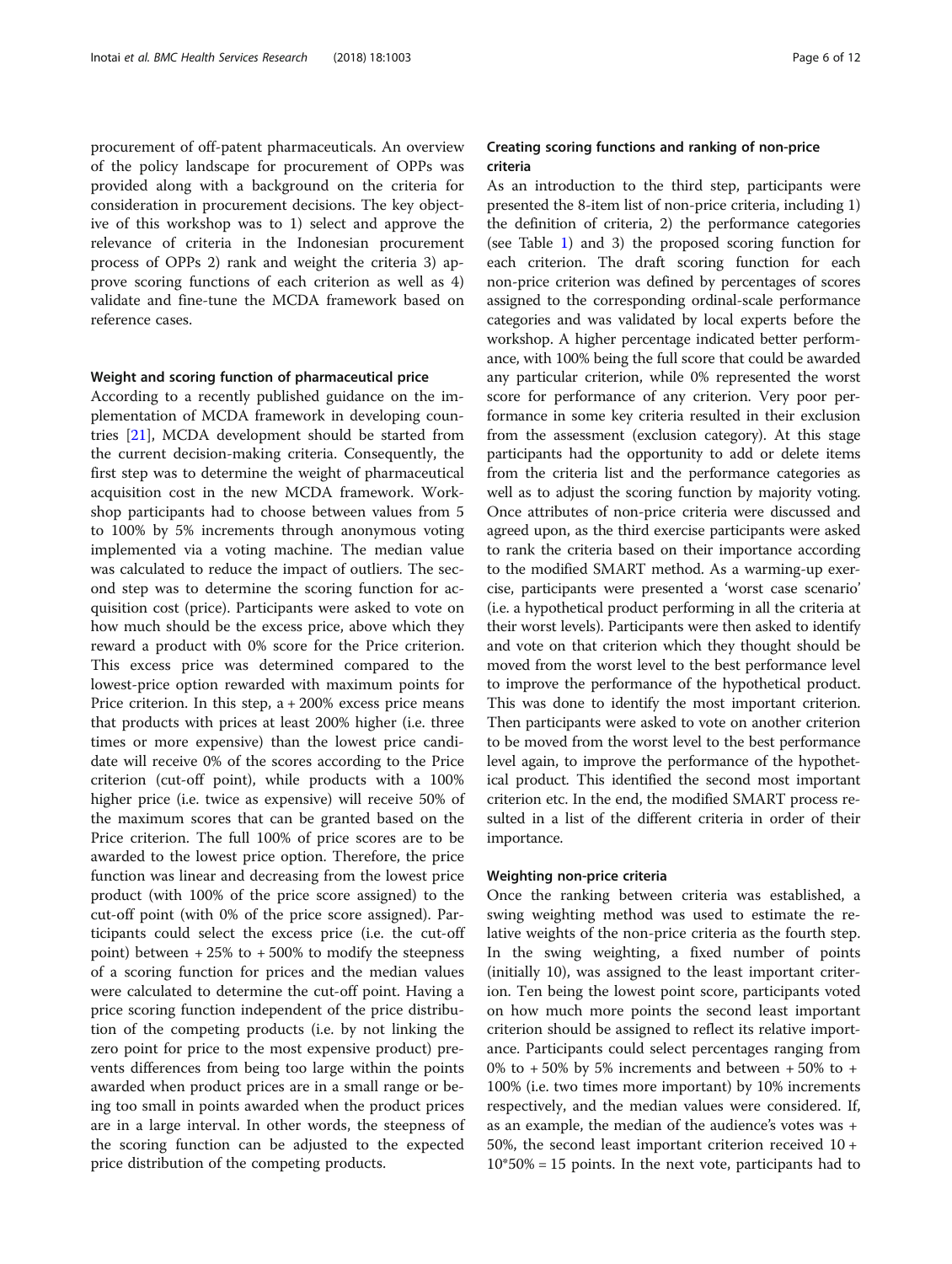procurement of off-patent pharmaceuticals. An overview of the policy landscape for procurement of OPPs was provided along with a background on the criteria for consideration in procurement decisions. The key objective of this workshop was to 1) select and approve the relevance of criteria in the Indonesian procurement process of OPPs 2) rank and weight the criteria 3) approve scoring functions of each criterion as well as 4) validate and fine-tune the MCDA framework based on reference cases.

### Weight and scoring function of pharmaceutical price

According to a recently published guidance on the implementation of MCDA framework in developing countries [21], MCDA development should be started from the current decision-making criteria. Consequently, the first step was to determine the weight of pharmaceutical acquisition cost in the new MCDA framework. Workshop participants had to choose between values from 5 to 100% by 5% increments through anonymous voting implemented via a voting machine. The median value was calculated to reduce the impact of outliers. The second step was to determine the scoring function for acquisition cost (price). Participants were asked to vote on how much should be the excess price, above which they reward a product with 0% score for the Price criterion. This excess price was determined compared to the lowest-price option rewarded with maximum points for Price criterion. In this step, a + 200% excess price means that products with prices at least 200% higher (i.e. three times or more expensive) than the lowest price candidate will receive 0% of the scores according to the Price criterion (cut-off point), while products with a 100% higher price (i.e. twice as expensive) will receive 50% of the maximum scores that can be granted based on the Price criterion. The full 100% of price scores are to be awarded to the lowest price option. Therefore, the price function was linear and decreasing from the lowest price product (with 100% of the price score assigned) to the cut-off point (with 0% of the price score assigned). Participants could select the excess price (i.e. the cut-off point) between + 25% to + 500% to modify the steepness of a scoring function for prices and the median values were calculated to determine the cut-off point. Having a price scoring function independent of the price distribution of the competing products (i.e. by not linking the zero point for price to the most expensive product) prevents differences from being too large within the points awarded when product prices are in a small range or being too small in points awarded when the product prices are in a large interval. In other words, the steepness of the scoring function can be adjusted to the expected price distribution of the competing products.

### Creating scoring functions and ranking of non-price criteria

As an introduction to the third step, participants were presented the 8-item list of non-price criteria, including 1) the definition of criteria, 2) the performance categories (see Table 1) and 3) the proposed scoring function for each criterion. The draft scoring function for each non-price criterion was defined by percentages of scores assigned to the corresponding ordinal-scale performance categories and was validated by local experts before the workshop. A higher percentage indicated better performance, with 100% being the full score that could be awarded any particular criterion, while 0% represented the worst score for performance of any criterion. Very poor performance in some key criteria resulted in their exclusion from the assessment (exclusion category). At this stage participants had the opportunity to add or delete items from the criteria list and the performance categories as well as to adjust the scoring function by majority voting. Once attributes of non-price criteria were discussed and agreed upon, as the third exercise participants were asked to rank the criteria based on their importance according to the modified SMART method. As a warming-up exercise, participants were presented a 'worst case scenario' (i.e. a hypothetical product performing in all the criteria at their worst levels). Participants were then asked to identify and vote on that criterion which they thought should be moved from the worst level to the best performance level to improve the performance of the hypothetical product. This was done to identify the most important criterion. Then participants were asked to vote on another criterion to be moved from the worst level to the best performance level again, to improve the performance of the hypothetical product. This identified the second most important criterion etc. In the end, the modified SMART process resulted in a list of the different criteria in order of their importance.

### Weighting non-price criteria

Once the ranking between criteria was established, a swing weighting method was used to estimate the relative weights of the non-price criteria as the fourth step. In the swing weighting, a fixed number of points (initially 10), was assigned to the least important criterion. Ten being the lowest point score, participants voted on how much more points the second least important criterion should be assigned to reflect its relative importance. Participants could select percentages ranging from 0% to + 50% by 5% increments and between + 50% to + 100% (i.e. two times more important) by 10% increments respectively, and the median values were considered. If, as an example, the median of the audience's votes was + 50%, the second least important criterion received 10 + 10*50% = 15 points. In the next vote, participants had to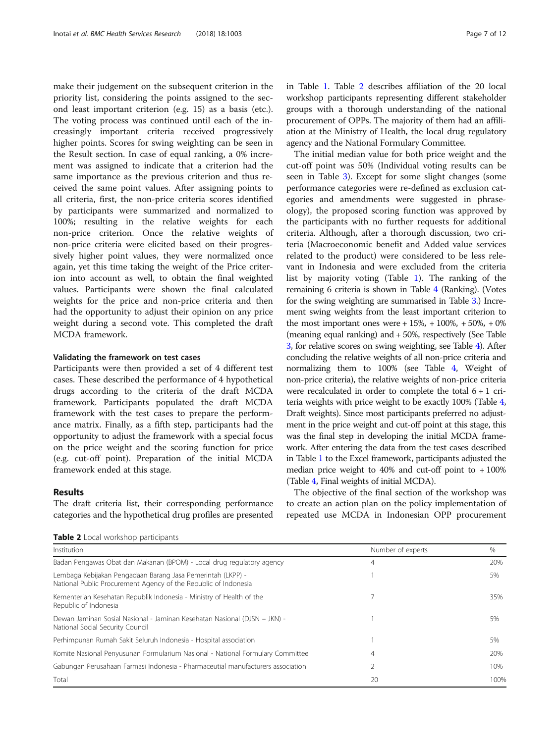make their judgement on the subsequent criterion in the priority list, considering the points assigned to the second least important criterion (e.g. 15) as a basis (etc.). The voting process was continued until each of the increasingly important criteria received progressively higher points. Scores for swing weighting can be seen in the Result section. In case of equal ranking, a 0% increment was assigned to indicate that a criterion had the same importance as the previous criterion and thus received the same point values. After assigning points to all criteria, first, the non-price criteria scores identified by participants were summarized and normalized to 100%; resulting in the relative weights for each non-price criterion. Once the relative weights of non-price criteria were elicited based on their progressively higher point values, they were normalized once again, yet this time taking the weight of the Price criterion into account as well, to obtain the final weighted values. Participants were shown the final calculated weights for the price and non-price criteria and then had the opportunity to adjust their opinion on any price weight during a second vote. This completed the draft MCDA framework.

### Validating the framework on test cases

Participants were then provided a set of 4 different test cases. These described the performance of 4 hypothetical drugs according to the criteria of the draft MCDA framework. Participants populated the draft MCDA framework with the test cases to prepare the performance matrix. Finally, as a fifth step, participants had the opportunity to adjust the framework with a special focus on the price weight and the scoring function for price (e.g. cut-off point). Preparation of the initial MCDA framework ended at this stage.

## Results

The draft criteria list, their corresponding performance categories and the hypothetical drug profiles are presented in Table 1. Table 2 describes affiliation of the 20 local workshop participants representing different stakeholder groups with a thorough understanding of the national procurement of OPPs. The majority of them had an affiliation at the Ministry of Health, the local drug regulatory agency and the National Formulary Committee.

The initial median value for both price weight and the cut-off point was 50% (Individual voting results can be seen in Table 3). Except for some slight changes (some performance categories were re-defined as exclusion categories and amendments were suggested in phraseology), the proposed scoring function was approved by the participants with no further requests for additional criteria. Although, after a thorough discussion, two criteria (Macroeconomic benefit and Added value services related to the product) were considered to be less relevant in Indonesia and were excluded from the criteria list by majority voting (Table 1). The ranking of the remaining 6 criteria is shown in Table 4 (Ranking). (Votes for the swing weighting are summarised in Table 3.) Increment swing weights from the least important criterion to the most important ones were + 15%, + 100%, + 50%, + 0% (meaning equal ranking) and + 50%, respectively (See Table 3, for relative scores on swing weighting, see Table 4). After concluding the relative weights of all non-price criteria and normalizing them to 100% (see Table 4, Weight of non-price criteria), the relative weights of non-price criteria were recalculated in order to complete the total 6 + 1 criteria weights with price weight to be exactly 100% (Table 4, Draft weights). Since most participants preferred no adjustment in the price weight and cut-off point at this stage, this was the final step in developing the initial MCDA framework. After entering the data from the test cases described in Table 1 to the Excel framework, participants adjusted the median price weight to 40% and cut-off point to + 100% (Table 4, Final weights of initial MCDA).

The objective of the final section of the workshop was to create an action plan on the policy implementation of repeated use MCDA in Indonesian OPP procurement

**Table 2** Local workshop participants

| Institution | Number of experts | % |
|---|---|---|
| Badan Pengawas Obat dan Makanan (BPOM) - Local drug regulatory agency | 4 | 20% |
| Lembaga Kebijakan Pengadaan Barang Jasa Pemerintah (LKPP) - National Public Procurement Agency of the Republic of Indonesia | 1 | 5% |
| Kementerian Kesehatan Republik Indonesia - Ministry of Health of the Republic of Indonesia | 7 | 35% |
| Dewan Jaminan Sosial Nasional - Jaminan Kesehatan Nasional (DJSN – JKN) - National Social Security Council | 1 | 5% |
| Perhimpunan Rumah Sakit Seluruh Indonesia - Hospital association | 1 | 5% |
| Komite Nasional Penyusunan Formularium Nasional - National Formulary Committee | 4 | 20% |
| Gabungan Perusahaan Farmasi Indonesia - Pharmaceutial manufacturers association | 2 | 10% |
| Total | 20 | 100% |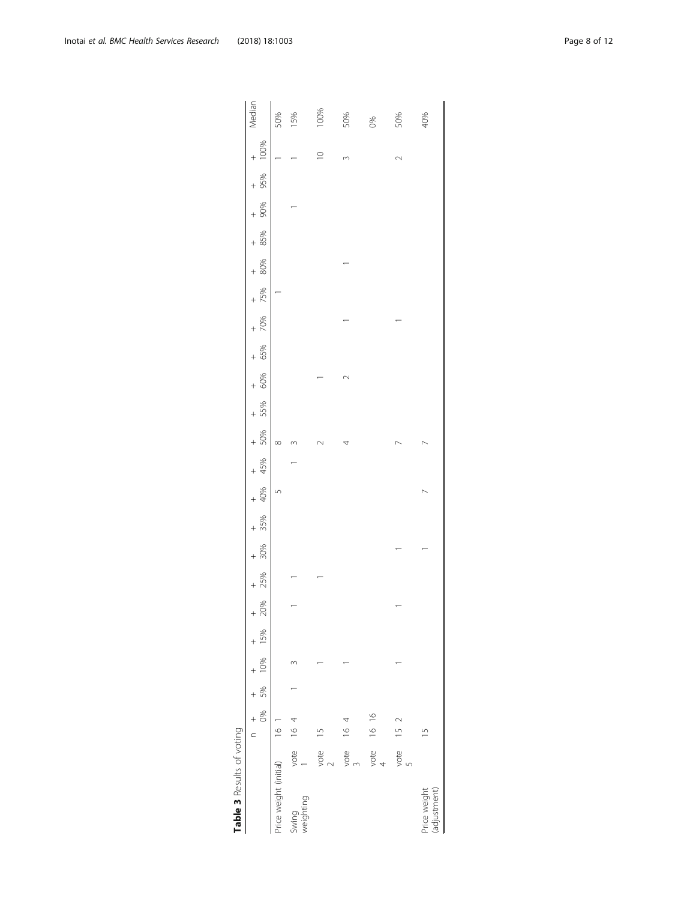**Table 3** Results of voting

| | | n | + 0% | + 5% | + 10% | + 15% | + 20% | + 25% | + 30% | + 35% | + 40% | + 45% | + 50% | + 55% | + 60% | + 65% | + 70% | + 75% | + 80% | + 85% | + 90% | + 95% | + 100% | Median |
|---|---|---|---|---|---|---|---|---|---|---|---|---|---|---|---|---|---|---|---|---|---|---|---|---|
| Price weight (initial) | | 16 | 1 | | | | | | | | 5 | | 8 | | | | | 1 | | | | | 1 | 50% |
| Swing weighting | vote 1 | 16 | 4 | 1 | 3 | | 1 | 1 | | | | 1 | 3 | | | | | | | | 1 | | 1 | 15% |
| | vote 2 | 15 | | | 1 | | | 1 | | | | | 2 | | 1 | | | | | | | | 10 | 100% |
| | vote 3 | 16 | 4 | | 1 | | | | | | | | 4 | | 2 | | 1 | | 1 | | | | 3 | 50% |
| | vote 4 | 16 | 16 | | | | | | | | | | | | | | | | | | | | | 0% |
| | vote 5 | 15 | 2 | | 1 | | 1 | | 1 | | | | 7 | | | | 1 | | | | | | 2 | 50% |
| Price weight (adjustment) | | 15 | | | | | | | 1 | | 7 | | 7 | | | | | | | | | | | 40% |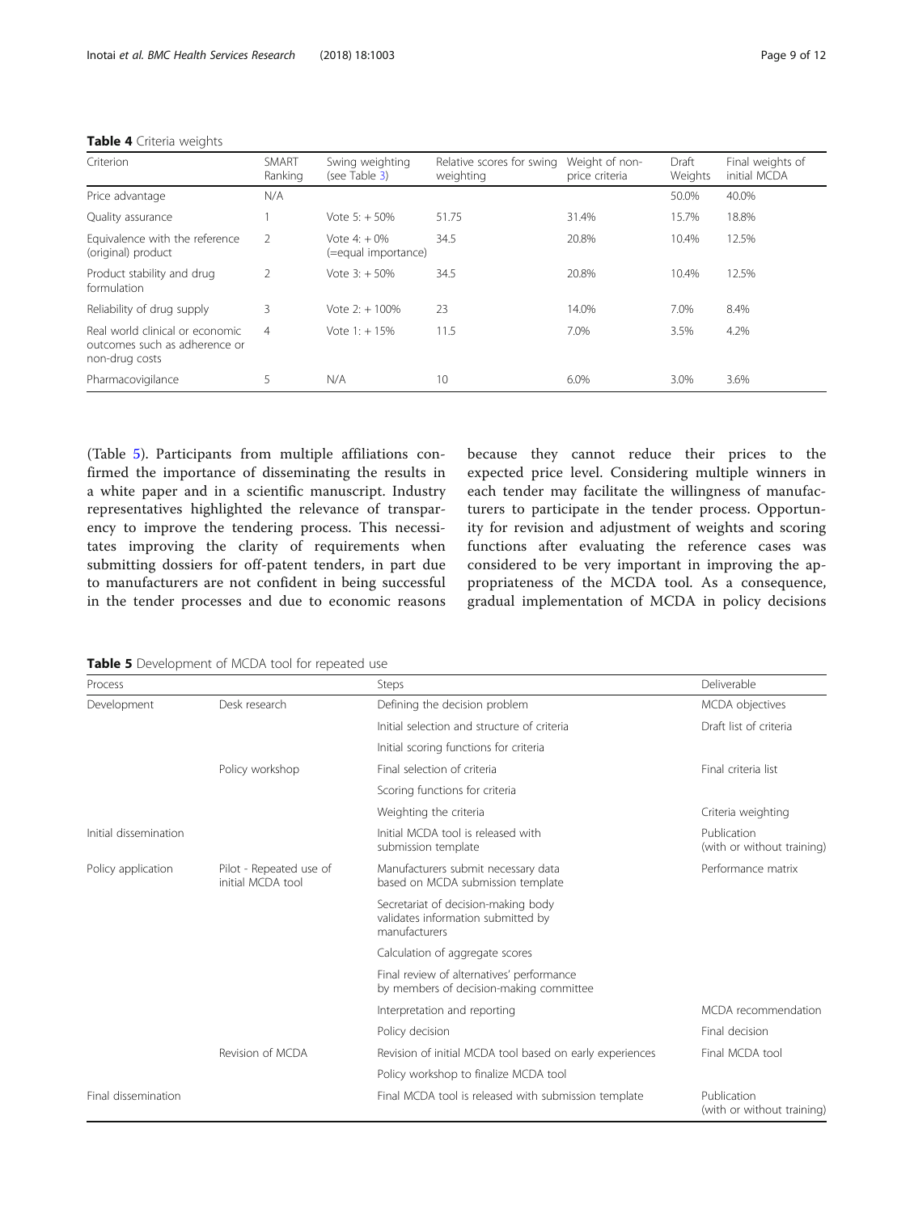**Table 4** Criteria weights

| Criterion | SMART Ranking | Swing weighting (see Table 3) | Relative scores for swing weighting | Weight of non-price criteria | Draft Weights | Final weights of initial MCDA |
|---|---|---|---|---|---|---|
| Price advantage | N/A | | | | 50.0% | 40.0% |
| Quality assurance | 1 | Vote 5: + 50% | 51.75 | 31.4% | 15.7% | 18.8% |
| Equivalence with the reference (original) product | 2 | Vote 4: + 0% (=equal importance) | 34.5 | 20.8% | 10.4% | 12.5% |
| Product stability and drug formulation | 2 | Vote 3: + 50% | 34.5 | 20.8% | 10.4% | 12.5% |
| Reliability of drug supply | 3 | Vote 2: + 100% | 23 | 14.0% | 7.0% | 8.4% |
| Real world clinical or economic outcomes such as adherence or non-drug costs | 4 | Vote 1: + 15% | 11.5 | 7.0% | 3.5% | 4.2% |
| Pharmacovigilance | 5 | N/A | 10 | 6.0% | 3.0% | 3.6% |

(Table 5). Participants from multiple affiliations confirmed the importance of disseminating the results in a white paper and in a scientific manuscript. Industry representatives highlighted the relevance of transparency to improve the tendering process. This necessitates improving the clarity of requirements when submitting dossiers for off-patent tenders, in part due to manufacturers are not confident in being successful in the tender processes and due to economic reasons because they cannot reduce their prices to the expected price level. Considering multiple winners in each tender may facilitate the willingness of manufacturers to participate in the tender process. Opportunity for revision and adjustment of weights and scoring functions after evaluating the reference cases was considered to be very important in improving the appropriateness of the MCDA tool. As a consequence, gradual implementation of MCDA in policy decisions

**Table 5** Development of MCDA tool for repeated use

| Process | | Steps | Deliverable |
|---|---|---|---|
| Development | Desk research | Defining the decision problem | MCDA objectives |
| | | Initial selection and structure of criteria | Draft list of criteria |
| | | Initial scoring functions for criteria | |
| | Policy workshop | Final selection of criteria | Final criteria list |
| | | Scoring functions for criteria | |
| | | Weighting the criteria | Criteria weighting |
| Initial dissemination | | Initial MCDA tool is released with submission template | Publication (with or without training) |
| Policy application | Pilot - Repeated use of initial MCDA tool | Manufacturers submit necessary data based on MCDA submission template | Performance matrix |
| | | Secretariat of decision-making body validates information submitted by manufacturers | |
| | | Calculation of aggregate scores | |
| | | Final review of alternatives' performance by members of decision-making committee | |
| | | Interpretation and reporting | MCDA recommendation |
| | | Policy decision | Final decision |
| | Revision of MCDA | Revision of initial MCDA tool based on early experiences | Final MCDA tool |
| | | Policy workshop to finalize MCDA tool | |
| Final dissemination | | Final MCDA tool is released with submission template | Publication (with or without training) |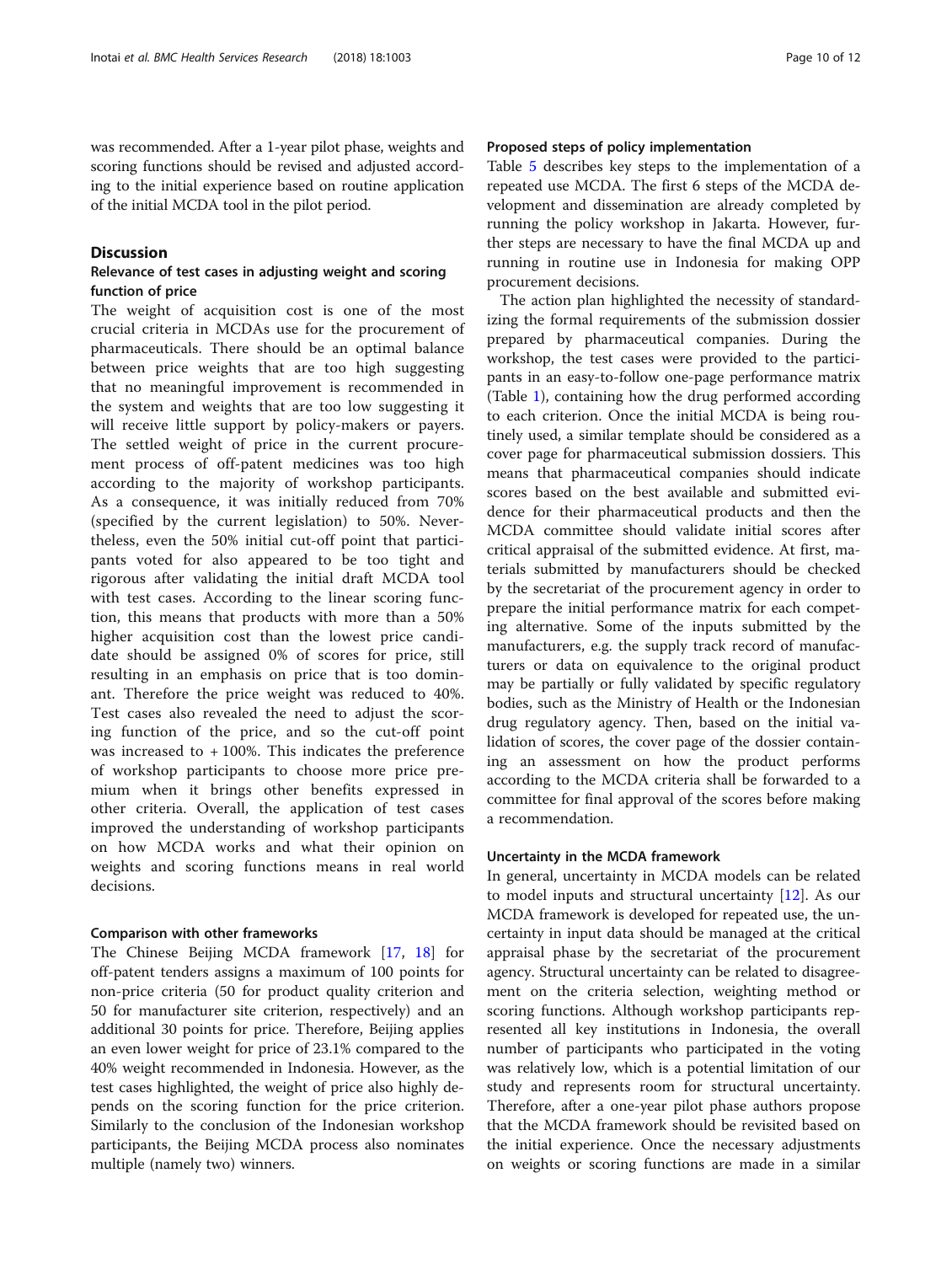was recommended. After a 1-year pilot phase, weights and scoring functions should be revised and adjusted according to the initial experience based on routine application of the initial MCDA tool in the pilot period.

## Discussion

### Relevance of test cases in adjusting weight and scoring function of price

The weight of acquisition cost is one of the most crucial criteria in MCDAs use for the procurement of pharmaceuticals. There should be an optimal balance between price weights that are too high suggesting that no meaningful improvement is recommended in the system and weights that are too low suggesting it will receive little support by policy-makers or payers. The settled weight of price in the current procurement process of off-patent medicines was too high according to the majority of workshop participants. As a consequence, it was initially reduced from 70% (specified by the current legislation) to 50%. Nevertheless, even the 50% initial cut-off point that participants voted for also appeared to be too tight and rigorous after validating the initial draft MCDA tool with test cases. According to the linear scoring function, this means that products with more than a 50% higher acquisition cost than the lowest price candidate should be assigned 0% of scores for price, still resulting in an emphasis on price that is too dominant. Therefore the price weight was reduced to 40%. Test cases also revealed the need to adjust the scoring function of the price, and so the cut-off point was increased to + 100%. This indicates the preference of workshop participants to choose more price premium when it brings other benefits expressed in other criteria. Overall, the application of test cases improved the understanding of workshop participants on how MCDA works and what their opinion on weights and scoring functions means in real world decisions.

### Comparison with other frameworks

The Chinese Beijing MCDA framework [17, 18] for off-patent tenders assigns a maximum of 100 points for non-price criteria (50 for product quality criterion and 50 for manufacturer site criterion, respectively) and an additional 30 points for price. Therefore, Beijing applies an even lower weight for price of 23.1% compared to the 40% weight recommended in Indonesia. However, as the test cases highlighted, the weight of price also highly depends on the scoring function for the price criterion. Similarly to the conclusion of the Indonesian workshop participants, the Beijing MCDA process also nominates multiple (namely two) winners.

### Proposed steps of policy implementation

Table 5 describes key steps to the implementation of a repeated use MCDA. The first 6 steps of the MCDA development and dissemination are already completed by running the policy workshop in Jakarta. However, further steps are necessary to have the final MCDA up and running in routine use in Indonesia for making OPP procurement decisions.

The action plan highlighted the necessity of standardizing the formal requirements of the submission dossier prepared by pharmaceutical companies. During the workshop, the test cases were provided to the participants in an easy-to-follow one-page performance matrix (Table 1), containing how the drug performed according to each criterion. Once the initial MCDA is being routinely used, a similar template should be considered as a cover page for pharmaceutical submission dossiers. This means that pharmaceutical companies should indicate scores based on the best available and submitted evidence for their pharmaceutical products and then the MCDA committee should validate initial scores after critical appraisal of the submitted evidence. At first, materials submitted by manufacturers should be checked by the secretariat of the procurement agency in order to prepare the initial performance matrix for each competing alternative. Some of the inputs submitted by the manufacturers, e.g. the supply track record of manufacturers or data on equivalence to the original product may be partially or fully validated by specific regulatory bodies, such as the Ministry of Health or the Indonesian drug regulatory agency. Then, based on the initial validation of scores, the cover page of the dossier containing an assessment on how the product performs according to the MCDA criteria shall be forwarded to a committee for final approval of the scores before making a recommendation.

### Uncertainty in the MCDA framework

In general, uncertainty in MCDA models can be related to model inputs and structural uncertainty [12]. As our MCDA framework is developed for repeated use, the uncertainty in input data should be managed at the critical appraisal phase by the secretariat of the procurement agency. Structural uncertainty can be related to disagreement on the criteria selection, weighting method or scoring functions. Although workshop participants represented all key institutions in Indonesia, the overall number of participants who participated in the voting was relatively low, which is a potential limitation of our study and represents room for structural uncertainty. Therefore, after a one-year pilot phase authors propose that the MCDA framework should be revisited based on the initial experience. Once the necessary adjustments on weights or scoring functions are made in a similar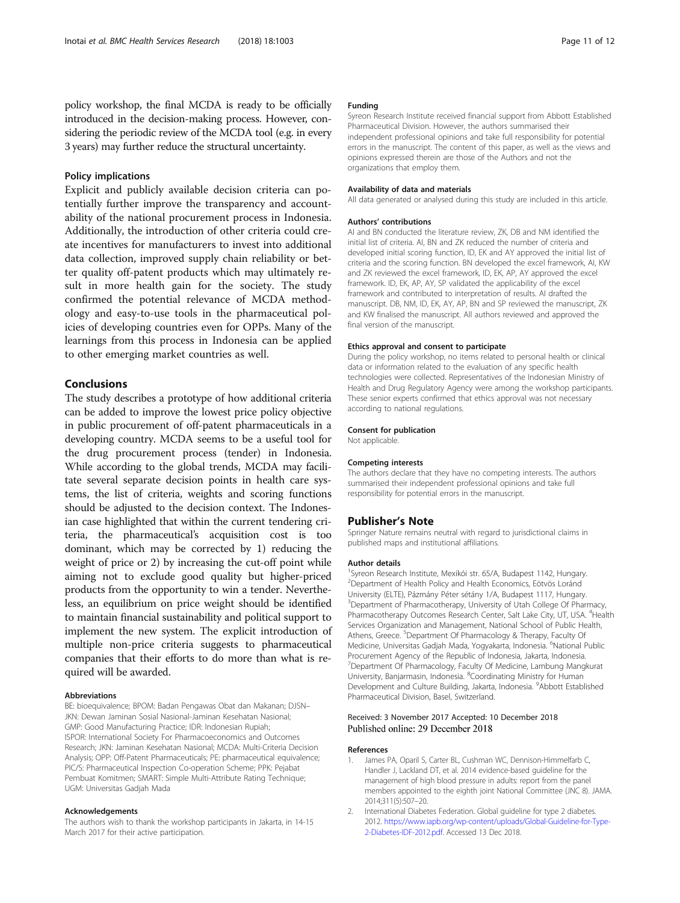policy workshop, the final MCDA is ready to be officially introduced in the decision-making process. However, considering the periodic review of the MCDA tool (e.g. in every 3 years) may further reduce the structural uncertainty.

### Policy implications

Explicit and publicly available decision criteria can potentially further improve the transparency and accountability of the national procurement process in Indonesia. Additionally, the introduction of other criteria could create incentives for manufacturers to invest into additional data collection, improved supply chain reliability or better quality off-patent products which may ultimately result in more health gain for the society. The study confirmed the potential relevance of MCDA methodology and easy-to-use tools in the pharmaceutical policies of developing countries even for OPPs. Many of the learnings from this process in Indonesia can be applied to other emerging market countries as well.

## Conclusions

The study describes a prototype of how additional criteria can be added to improve the lowest price policy objective in public procurement of off-patent pharmaceuticals in a developing country. MCDA seems to be a useful tool for the drug procurement process (tender) in Indonesia. While according to the global trends, MCDA may facilitate several separate decision points in health care systems, the list of criteria, weights and scoring functions should be adjusted to the decision context. The Indonesian case highlighted that within the current tendering criteria, the pharmaceutical's acquisition cost is too dominant, which may be corrected by 1) reducing the weight of price or 2) by increasing the cut-off point while aiming not to exclude good quality but higher-priced products from the opportunity to win a tender. Nevertheless, an equilibrium on price weight should be identified to maintain financial sustainability and political support to implement the new system. The explicit introduction of multiple non-price criteria suggests to pharmaceutical companies that their efforts to do more than what is required will be awarded.

#### Abbreviations

BE: bioequivalence; BPOM: Badan Pengawas Obat dan Makanan; DJSN–JKN: Dewan Jaminan Sosial Nasional-Jaminan Kesehatan Nasional; GMP: Good Manufacturing Practice; IDR: Indonesian Rupiah; ISPOR: International Society For Pharmacoeconomics and Outcomes Research; JKN: Jaminan Kesehatan Nasional; MCDA: Multi-Criteria Decision Analysis; OPP: Off-Patent Pharmaceuticals; PE: pharmaceutical equivalence; PIC/S: Pharmaceutical Inspection Co-operation Scheme; PPK: Pejabat Pembuat Komitmen; SMART: Simple Multi-Attribute Rating Technique; UGM: Universitas Gadjah Mada

#### Acknowledgements

The authors wish to thank the workshop participants in Jakarta, in 14-15 March 2017 for their active participation.

#### Funding

Syreon Research Institute received financial support from Abbott Established Pharmaceutical Division. However, the authors summarised their independent professional opinions and take full responsibility for potential errors in the manuscript. The content of this paper, as well as the views and opinions expressed therein are those of the Authors and not the organizations that employ them.

#### Availability of data and materials

All data generated or analysed during this study are included in this article.

#### Authors' contributions

AI and BN conducted the literature review, ZK, DB and NM identified the initial list of criteria. AI, BN and ZK reduced the number of criteria and developed initial scoring function, ID, EK and AY approved the initial list of criteria and the scoring function. BN developed the excel framework, AI, KW and ZK reviewed the excel framework, ID, EK, AP, AY approved the excel framework. ID, EK, AP, AY, SP validated the applicability of the excel framework and contributed to interpretation of results. AI drafted the manuscript. DB, NM, ID, EK, AY, AP, BN and SP reviewed the manuscript, ZK and KW finalised the manuscript. All authors reviewed and approved the final version of the manuscript.

#### Ethics approval and consent to participate

During the policy workshop, no items related to personal health or clinical data or information related to the evaluation of any specific health technologies were collected. Representatives of the Indonesian Ministry of Health and Drug Regulatory Agency were among the workshop participants. These senior experts confirmed that ethics approval was not necessary according to national regulations.

#### Consent for publication

Not applicable.

#### Competing interests

The authors declare that they have no competing interests. The authors summarised their independent professional opinions and take full responsibility for potential errors in the manuscript.

## Publisher's Note

Springer Nature remains neutral with regard to jurisdictional claims in published maps and institutional affiliations.

#### Author details

[1]Syreon Research Institute, Mexikói str. 65/A, Budapest 1142, Hungary. [2]Department of Health Policy and Health Economics, Eötvös Loránd University (ELTE), Pázmány Péter sétány 1/A, Budapest 1117, Hungary. [3]Department of Pharmacotherapy, University of Utah College Of Pharmacy, Pharmacotherapy Outcomes Research Center, Salt Lake City, UT, USA. [4]Health Services Organization and Management, National School of Public Health, Athens, Greece. [5]Department Of Pharmacology & Therapy, Faculty Of Medicine, Universitas Gadjah Mada, Yogyakarta, Indonesia. [6]National Public Procurement Agency of the Republic of Indonesia, Jakarta, Indonesia. [7]Department Of Pharmacology, Faculty Of Medicine, Lambung Mangkurat University, Banjarmasin, Indonesia. [8]Coordinating Ministry for Human Development and Culture Building, Jakarta, Indonesia. [9]Abbott Established Pharmaceutical Division, Basel, Switzerland.

Received: 3 November 2017 Accepted: 10 December 2018
Published online: 29 December 2018

#### References

1. James PA, Oparil S, Carter BL, Cushman WC, Dennison-Himmelfarb C, Handler J, Lackland DT, et al. 2014 evidence-based guideline for the management of high blood pressure in adults: report from the panel members appointed to the eighth joint National Committee (JNC 8). JAMA. 2014;311(5):507–20.
2. International Diabetes Federation. Global guideline for type 2 diabetes. 2012. https://www.iapb.org/wp-content/uploads/Global-Guideline-for-Type-2-Diabetes-IDF-2012.pdf. Accessed 13 Dec 2018.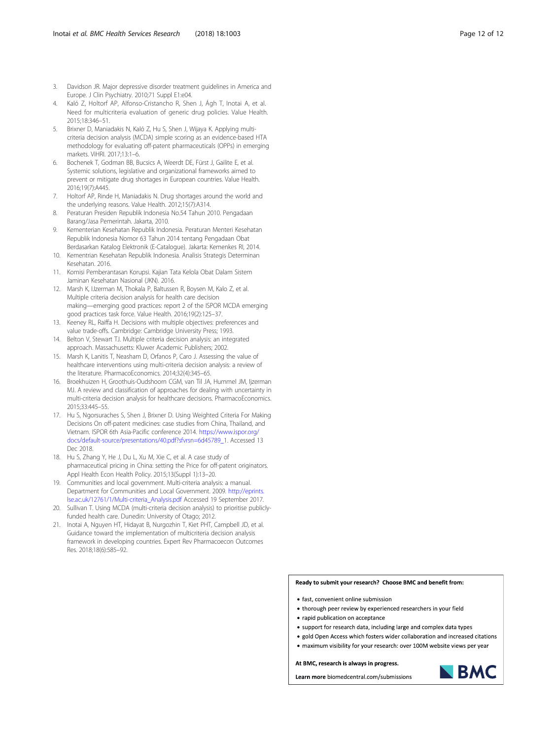3. Davidson JR. Major depressive disorder treatment guidelines in America and Europe. J Clin Psychiatry. 2010;71 Suppl E1:e04.
4. Kaló Z, Holtorf AP, Alfonso-Cristancho R, Shen J, Ágh T, Inotai A, et al. Need for multicriteria evaluation of generic drug policies. Value Health. 2015;18:346–51.
5. Brixner D, Maniadakis N, Kaló Z, Hu S, Shen J, Wijaya K. Applying multi-criteria decision analysis (MCDA) simple scoring as an evidence-based HTA methodology for evaluating off-patent pharmaceuticals (OPPs) in emerging markets. ViHRI. 2017;13:1–6.
6. Bochenek T, Godman BB, Bucsics A, Weerdt DE, Fürst J, Gailite E, et al. Systemic solutions, legislative and organizational frameworks aimed to prevent or mitigate drug shortages in European countries. Value Health. 2016;19(7):A445.
7. Holtorf AP, Rinde H, Maniadakis N. Drug shortages around the world and the underlying reasons. Value Health. 2012;15(7):A314.
8. Peraturan Presiden Republik Indonesia No.54 Tahun 2010. Pengadaan Barang/Jasa Pemerintah. Jakarta, 2010.
9. Kementerian Kesehatan Republik Indonesia. Peraturan Menteri Kesehatan Republik Indonesia Nomor 63 Tahun 2014 tentang Pengadaan Obat Berdasarkan Katalog Elektronik (E-Catalogue). Jakarta: Kemenkes RI, 2014.
10. Kementrian Kesehatan Republik Indonesia. Analisis Strategis Determinan Kesehatan. 2016.
11. Komisi Pemberantasan Korupsi. Kajian Tata Kelola Obat Dalam Sistem Jaminan Kesehatan Nasional (JKN). 2016.
12. Marsh K, IJzerman M, Thokala P, Baltussen R, Boysen M, Kalo Z, et al. Multiple criteria decision analysis for health care decision making—emerging good practices: report 2 of the ISPOR MCDA emerging good practices task force. Value Health. 2016;19(2):125–37.
13. Keeney RL, Raiffa H. Decisions with multiple objectives: preferences and value trade-offs. Cambridge: Cambridge University Press; 1993.
14. Belton V, Stewart TJ. Multiple criteria decision analysis: an integrated approach. Massachusetts: Kluwer Academic Publishers; 2002.
15. Marsh K, Lanitis T, Neasham D, Orfanos P, Caro J. Assessing the value of healthcare interventions using multi-criteria decision analysis: a review of the literature. PharmacoEconomics. 2014;32(4):345–65.
16. Broekhuizen H, Groothuis-Oudshoorn CGM, van Til JA, Hummel JM, Ijzerman MJ. A review and classification of approaches for dealing with uncertainty in multi-criteria decision analysis for healthcare decisions. PharmacoEconomics. 2015;33:445–55.
17. Hu S, Ngorsuraches S, Shen J, Brixner D. Using Weighted Criteria For Making Decisions On off-patent medicines: case studies from China, Thailand, and Vietnam. ISPOR 6th Asia-Pacific conference 2014. https://www.ispor.org/docs/default-source/presentations/40.pdf?sfvrsn=6d45789_1. Accessed 13 Dec 2018.
18. Hu S, Zhang Y, He J, Du L, Xu M, Xie C, et al. A case study of pharmaceutical pricing in China: setting the Price for off-patent originators. Appl Health Econ Health Policy. 2015;13(Suppl 1):13–20.
19. Communities and local government. Multi-criteria analysis: a manual. Department for Communities and Local Government. 2009. http://eprints.lse.ac.uk/12761/1/Multi-criteria_Analysis.pdf Accessed 19 September 2017.
20. Sullivan T. Using MCDA (multi-criteria decision analysis) to prioritise publicly-funded health care. Dunedin: University of Otago; 2012.
21. Inotai A, Nguyen HT, Hidayat B, Nurgozhin T, Kiet PHT, Campbell JD, et al. Guidance toward the implementation of multicriteria decision analysis framework in developing countries. Expert Rev Pharmacoecon Outcomes Res. 2018;18(6):585–92.

**Ready to submit your research? Choose BMC and benefit from:**

- fast, convenient online submission
- thorough peer review by experienced researchers in your field
- rapid publication on acceptance
- support for research data, including large and complex data types
- gold Open Access which fosters wider collaboration and increased citations
- maximum visibility for your research: over 100M website views per year

**At BMC, research is always in progress.**

**Learn more** biomedcentral.com/submissions

BMC